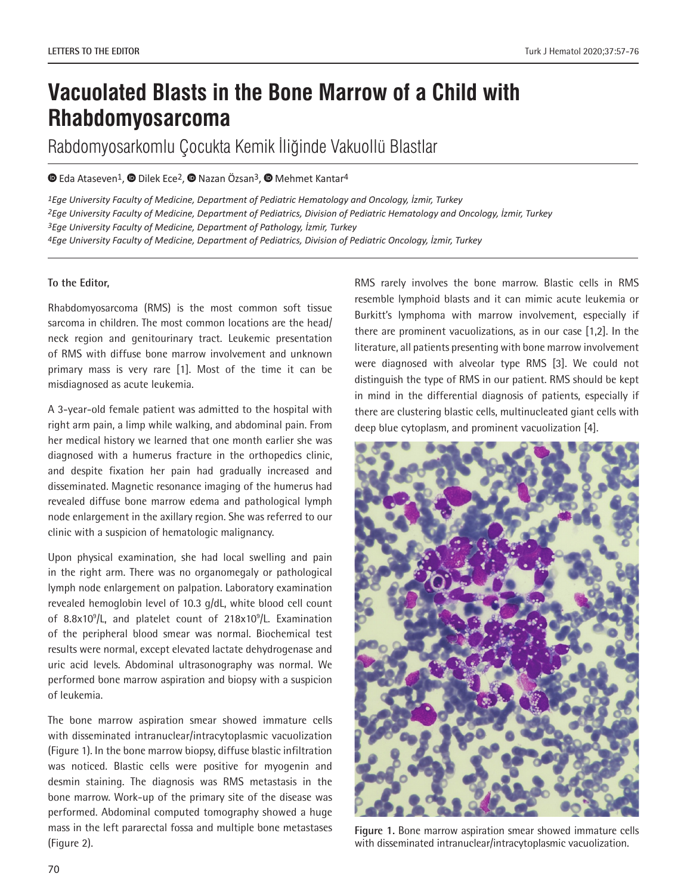LETTERS TO THE EDITOR

# Vacuolated Blasts in the Bone Marrow of a Child with Rhabdomyosarcoma

## Rabdomyosarkomlu Çocukta Kemik İliğinde Vakuollü Blastlar

Eda Ataseven[1], Dilek Ece[2], Nazan Özsan[3], Mehmet Kantar[4]

*[1]Ege University Faculty of Medicine, Department of Pediatric Hematology and Oncology, İzmir, Turkey*
*[2]Ege University Faculty of Medicine, Department of Pediatrics, Division of Pediatric Hematology and Oncology, İzmir, Turkey*
*[3]Ege University Faculty of Medicine, Department of Pathology, İzmir, Turkey*
*[4]Ege University Faculty of Medicine, Department of Pediatrics, Division of Pediatric Oncology, İzmir, Turkey*

**To the Editor,**

Rhabdomyosarcoma (RMS) is the most common soft tissue sarcoma in children. The most common locations are the head/neck region and genitourinary tract. Leukemic presentation of RMS with diffuse bone marrow involvement and unknown primary mass is very rare [1]. Most of the time it can be misdiagnosed as acute leukemia.

A 3-year-old female patient was admitted to the hospital with right arm pain, a limp while walking, and abdominal pain. From her medical history we learned that one month earlier she was diagnosed with a humerus fracture in the orthopedics clinic, and despite fixation her pain had gradually increased and disseminated. Magnetic resonance imaging of the humerus had revealed diffuse bone marrow edema and pathological lymph node enlargement in the axillary region. She was referred to our clinic with a suspicion of hematologic malignancy.

Upon physical examination, she had local swelling and pain in the right arm. There was no organomegaly or pathological lymph node enlargement on palpation. Laboratory examination revealed hemoglobin level of 10.3 g/dL, white blood cell count of $8.8x10^9$/L, and platelet count of $218x10^9$/L. Examination of the peripheral blood smear was normal. Biochemical test results were normal, except elevated lactate dehydrogenase and uric acid levels. Abdominal ultrasonography was normal. We performed bone marrow aspiration and biopsy with a suspicion of leukemia.

The bone marrow aspiration smear showed immature cells with disseminated intranuclear/intracytoplasmic vacuolization (Figure 1). In the bone marrow biopsy, diffuse blastic infiltration was noticed. Blastic cells were positive for myogenin and desmin staining. The diagnosis was RMS metastasis in the bone marrow. Work-up of the primary site of the disease was performed. Abdominal computed tomography showed a huge mass in the left pararectal fossa and multiple bone metastases (Figure 2).

RMS rarely involves the bone marrow. Blastic cells in RMS resemble lymphoid blasts and it can mimic acute leukemia or Burkitt's lymphoma with marrow involvement, especially if there are prominent vacuolizations, as in our case [1,2]. In the literature, all patients presenting with bone marrow involvement were diagnosed with alveolar type RMS [3]. We could not distinguish the type of RMS in our patient. RMS should be kept in mind in the differential diagnosis of patients, especially if there are clustering blastic cells, multinucleated giant cells with deep blue cytoplasm, and prominent vacuolization [4].

**Figure 1.** Bone marrow aspiration smear showed immature cells with disseminated intranuclear/intracytoplasmic vacuolization.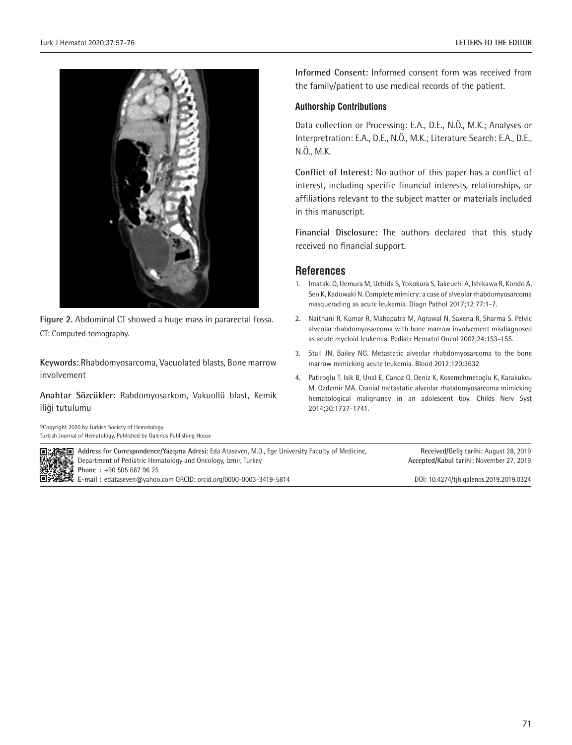Figure 2. Abdominal CT showed a huge mass in pararectal fossa.
CT: Computed tomography.

**Keywords:** Rhabdomyosarcoma, Vacuolated blasts, Bone marrow involvement

**Anahtar Sözcükler:** Rabdomyosarkom, Vakuollü blast, Kemik iliği tutulumu

©Copyright 2020 by Turkish Society of Hematology
Turkish Journal of Hematology, Published by Galenos Publishing House

**Informed Consent:** Informed consent form was received from the family/patient to use medical records of the patient.

### Authorship Contributions

Data collection or Processing: E.A., D.E., N.Ö., M.K.; Analyses or Interpretration: E.A., D.E., N.Ö., M.K.; Literature Search: E.A., D.E., N.Ö., M.K.

**Conflict of Interest:** No author of this paper has a conflict of interest, including specific financial interests, relationships, or affiliations relevant to the subject matter or materials included in this manuscript.

**Financial Disclosure:** The authors declared that this study received no financial support.

## References

1. Imataki O, Uemura M, Uchida S, Yokokura S, Takeuchi A, Ishikawa R, Kondo A, Seo K, Kadowaki N. Complete mimicry: a case of alveolar rhabdomyosarcoma masquerading as acute leukemia. Diagn Pathol 2017;12:77:1-7.
2. Naithani R, Kumar R, Mahapatra M, Agrawal N, Saxena R, Sharma S. Pelvic alveolar rhabdomyosarcoma with bone marrow involvement misdiagnosed as acute myeloid leukemia. Pediatr Hematol Oncol 2007;24:153-155.
3. Stall JN, Bailey NG. Metastatic alveolar rhabdomyosarcoma to the bone marrow mimicking acute leukemia. Blood 2012;120:3632.
4. Patiroglu T, Isik B, Unal E, Canoz O, Deniz K, Kosemehmetoglu K, Karakukcu M, Ozdemir MA. Cranial metastatic alveolar rhabdomyosarcoma mimicking hematological malignancy in an adolescent boy. Childs Nerv Syst 2014;30:1737-1741.

**Address for Correspondence/Yazışma Adresi:** Eda Ataseven, M.D., Ege University Faculty of Medicine, Department of Pediatric Hematology and Oncology, İzmir, Turkey
**Phone :** +90 505 687 96 25
**E-mail :** edataseven@yahoo.com ORCID: orcid.org/0000-0003-3419-5814

**Received/Geliş tarihi:** August 28, 2019
**Accepted/Kabul tarihi:** November 27, 2019

DOI: 10.4274/tjh.galenos.2019.2019.0324